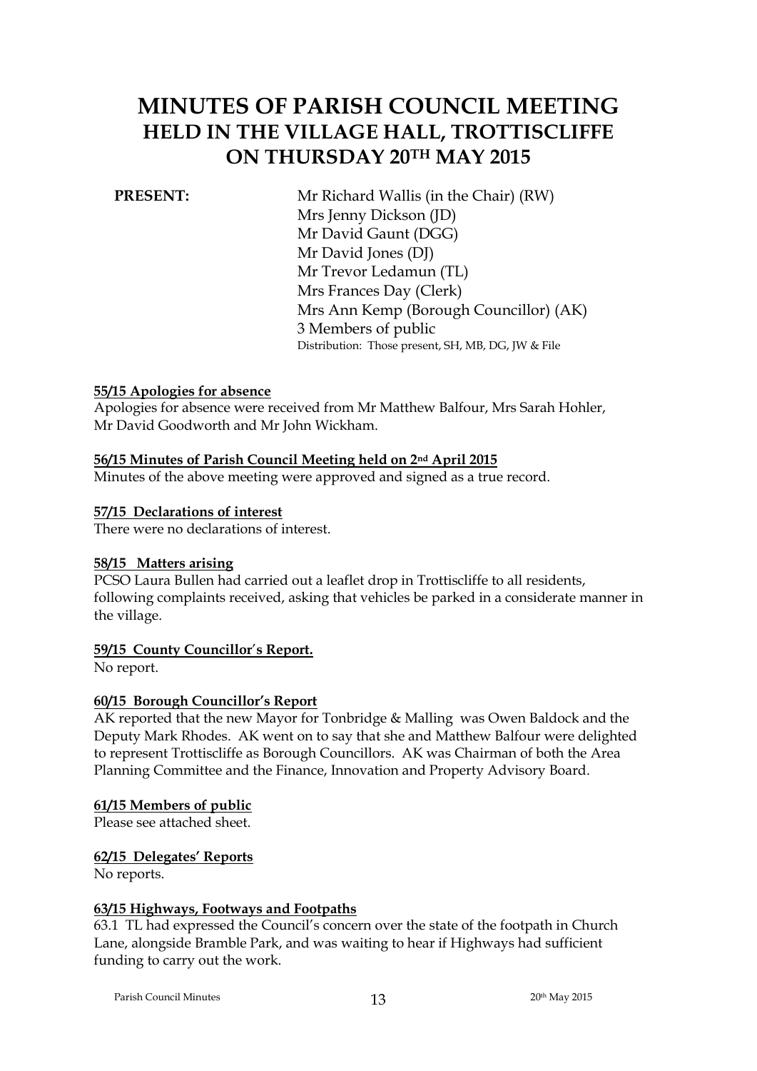# MINUTES OF PARISH COUNCIL MEETING
## HELD IN THE VILLAGE HALL, TROTTISCLIFFE
## ON THURSDAY 20TH MAY 2015

**PRESENT:**

Mr Richard Wallis (in the Chair) (RW)
Mrs Jenny Dickson (JD)
Mr David Gaunt (DGG)
Mr David Jones (DJ)
Mr Trevor Ledamun (TL)
Mrs Frances Day (Clerk)
Mrs Ann Kemp (Borough Councillor) (AK)
3 Members of public
Distribution: Those present, SH, MB, DG, JW & File

**55/15 Apologies for absence**

Apologies for absence were received from Mr Matthew Balfour, Mrs Sarah Hohler, Mr David Goodworth and Mr John Wickham.

**56/15 Minutes of Parish Council Meeting held on 2nd April 2015**

Minutes of the above meeting were approved and signed as a true record.

**57/15 Declarations of interest**

There were no declarations of interest.

**58/15 Matters arising**

PCSO Laura Bullen had carried out a leaflet drop in Trottiscliffe to all residents, following complaints received, asking that vehicles be parked in a considerate manner in the village.

**59/15 County Councillor's Report.**

No report.

**60/15 Borough Councillor's Report**

AK reported that the new Mayor for Tonbridge & Malling was Owen Baldock and the Deputy Mark Rhodes. AK went on to say that she and Matthew Balfour were delighted to represent Trottiscliffe as Borough Councillors. AK was Chairman of both the Area Planning Committee and the Finance, Innovation and Property Advisory Board.

**61/15 Members of public**

Please see attached sheet.

**62/15 Delegates' Reports**

No reports.

**63/15 Highways, Footways and Footpaths**

63.1 TL had expressed the Council's concern over the state of the footpath in Church Lane, alongside Bramble Park, and was waiting to hear if Highways had sufficient funding to carry out the work.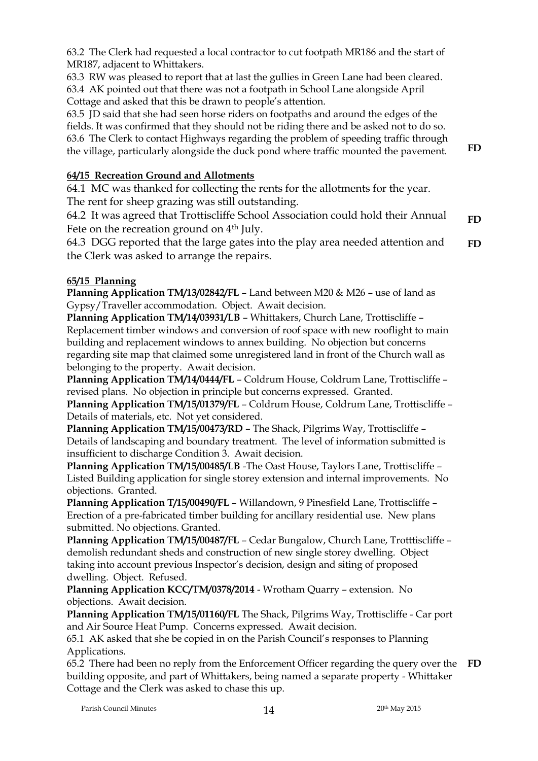63.2 The Clerk had requested a local contractor to cut footpath MR186 and the start of MR187, adjacent to Whittakers.

63.3 RW was pleased to report that at last the gullies in Green Lane had been cleared.

63.4 AK pointed out that there was not a footpath in School Lane alongside April Cottage and asked that this be drawn to people's attention.

63.5 JD said that she had seen horse riders on footpaths and around the edges of the fields. It was confirmed that they should not be riding there and be asked not to do so.

63.6 The Clerk to contact Highways regarding the problem of speeding traffic through the village, particularly alongside the duck pond where traffic mounted the pavement. **FD**

**64/15 Recreation Ground and Allotments**

64.1 MC was thanked for collecting the rents for the allotments for the year. The rent for sheep grazing was still outstanding.

64.2 It was agreed that Trottiscliffe School Association could hold their Annual Fete on the recreation ground on 4th July. **FD**

64.3 DGG reported that the large gates into the play area needed attention and the Clerk was asked to arrange the repairs. **FD**

**65/15 Planning**

**Planning Application TM/13/02842/FL** – Land between M20 & M26 – use of land as Gypsy/Traveller accommodation. Object. Await decision.

**Planning Application TM/14/03931/LB** – Whittakers, Church Lane, Trottiscliffe – Replacement timber windows and conversion of roof space with new rooflight to main building and replacement windows to annex building. No objection but concerns regarding site map that claimed some unregistered land in front of the Church wall as belonging to the property. Await decision.

**Planning Application TM/14/0444/FL** – Coldrum House, Coldrum Lane, Trottiscliffe – revised plans. No objection in principle but concerns expressed. Granted.

**Planning Application TM/15/01379/FL** – Coldrum House, Coldrum Lane, Trottiscliffe – Details of materials, etc. Not yet considered.

**Planning Application TM/15/00473/RD** – The Shack, Pilgrims Way, Trottiscliffe – Details of landscaping and boundary treatment. The level of information submitted is insufficient to discharge Condition 3. Await decision.

**Planning Application TM/15/00485/LB** -The Oast House, Taylors Lane, Trottiscliffe – Listed Building application for single storey extension and internal improvements. No objections. Granted.

**Planning Application T/15/00490/FL** – Willandown, 9 Pinesfield Lane, Trottiscliffe – Erection of a pre-fabricated timber building for ancillary residential use. New plans submitted. No objections. Granted.

**Planning Application TM/15/00487/FL** – Cedar Bungalow, Church Lane, Trotttiscliffe – demolish redundant sheds and construction of new single storey dwelling. Object taking into account previous Inspector's decision, design and siting of proposed dwelling. Object. Refused.

**Planning Application KCC/TM/0378/2014** - Wrotham Quarry – extension. No objections. Await decision.

**Planning Application TM/15/01160/FL** The Shack, Pilgrims Way, Trottiscliffe - Car port and Air Source Heat Pump. Concerns expressed. Await decision.

65.1 AK asked that she be copied in on the Parish Council's responses to Planning Applications.

65.2 There had been no reply from the Enforcement Officer regarding the query over the building opposite, and part of Whittakers, being named a separate property - Whittaker Cottage and the Clerk was asked to chase this up. **FD**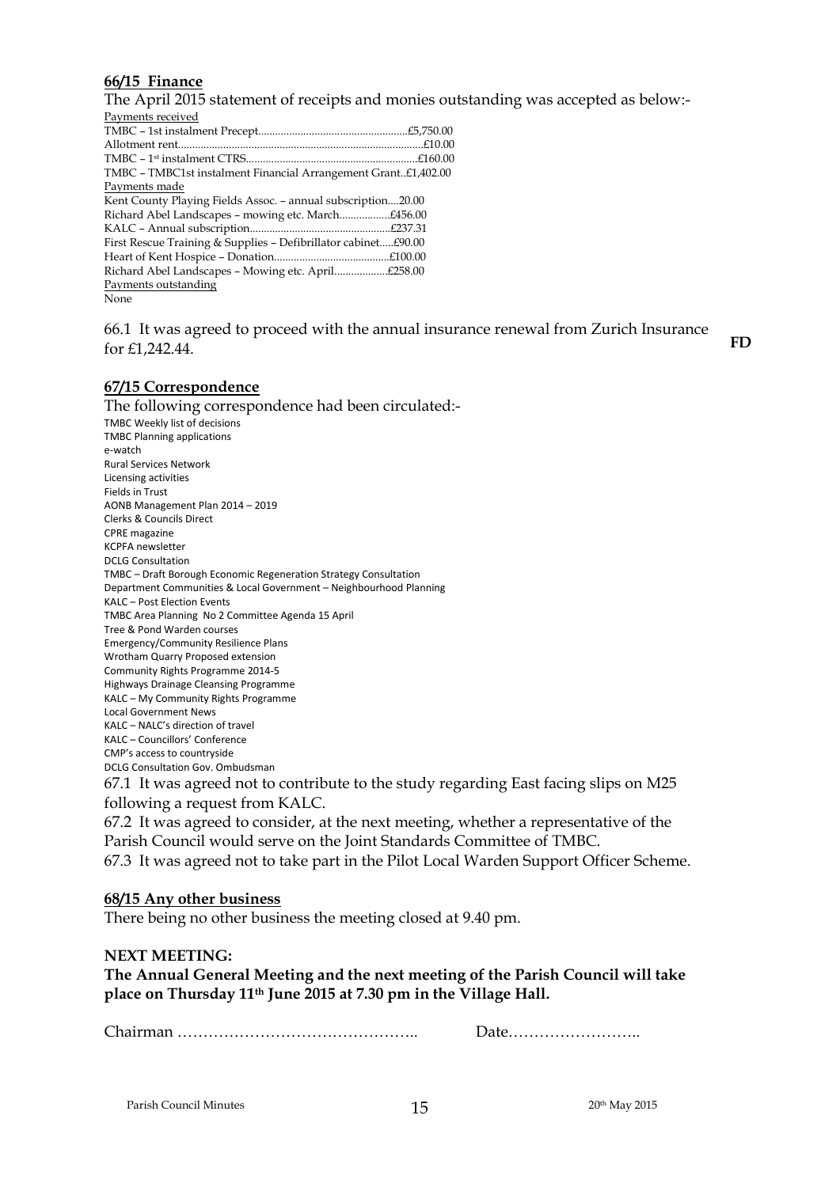**66/15 Finance**

The April 2015 statement of receipts and monies outstanding was accepted as below:-

Payments received

TMBC – 1st instalment Precept....................................................£5,750.00
Allotment rent.......................................................................................£10.00
TMBC – 1st instalment CTRS.............................................................£160.00
TMBC – TMBC1st instalment Financial Arrangement Grant..£1,402.00

Payments made

Kent County Playing Fields Assoc. – annual subscription....20.00
Richard Abel Landscapes – mowing etc. March..................£456.00
KALC – Annual subscription..................................................£237.31
First Rescue Training & Supplies – Defibrillator cabinet.....£90.00
Heart of Kent Hospice – Donation.........................................£100.00
Richard Abel Landscapes – Mowing etc. April...................£258.00

Payments outstanding

None

66.1 It was agreed to proceed with the annual insurance renewal from Zurich Insurance for £1,242.44. **FD**

**67/15 Correspondence**

The following correspondence had been circulated:-

TMBC Weekly list of decisions
TMBC Planning applications
e-watch
Rural Services Network
Licensing activities
Fields in Trust
AONB Management Plan 2014 – 2019
Clerks & Councils Direct
CPRE magazine
KCPFA newsletter
DCLG Consultation
TMBC – Draft Borough Economic Regeneration Strategy Consultation
Department Communities & Local Government – Neighbourhood Planning
KALC – Post Election Events
TMBC Area Planning No 2 Committee Agenda 15 April
Tree & Pond Warden courses
Emergency/Community Resilience Plans
Wrotham Quarry Proposed extension
Community Rights Programme 2014-5
Highways Drainage Cleansing Programme
KALC – My Community Rights Programme
Local Government News
KALC – NALC's direction of travel
KALC – Councillors' Conference
CMP's access to countryside
DCLG Consultation Gov. Ombudsman

67.1 It was agreed not to contribute to the study regarding East facing slips on M25 following a request from KALC.

67.2 It was agreed to consider, at the next meeting, whether a representative of the Parish Council would serve on the Joint Standards Committee of TMBC.

67.3 It was agreed not to take part in the Pilot Local Warden Support Officer Scheme.

**68/15 Any other business**

There being no other business the meeting closed at 9.40 pm.

**NEXT MEETING:**

**The Annual General Meeting and the next meeting of the Parish Council will take place on Thursday 11th June 2015 at 7.30 pm in the Village Hall.**

Chairman ……………………………………….. Date……………………..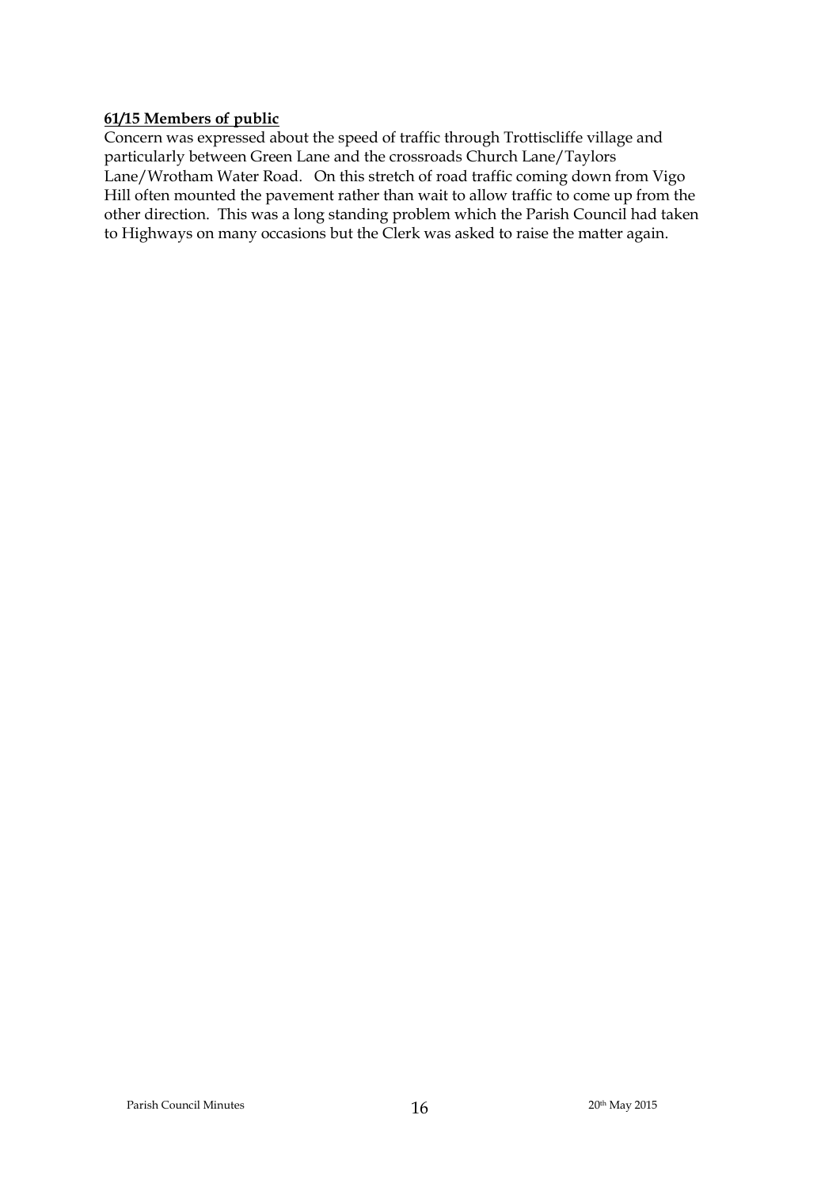**61/15 Members of public**

Concern was expressed about the speed of traffic through Trottiscliffe village and particularly between Green Lane and the crossroads Church Lane/Taylors Lane/Wrotham Water Road. On this stretch of road traffic coming down from Vigo Hill often mounted the pavement rather than wait to allow traffic to come up from the other direction. This was a long standing problem which the Parish Council had taken to Highways on many occasions but the Clerk was asked to raise the matter again.